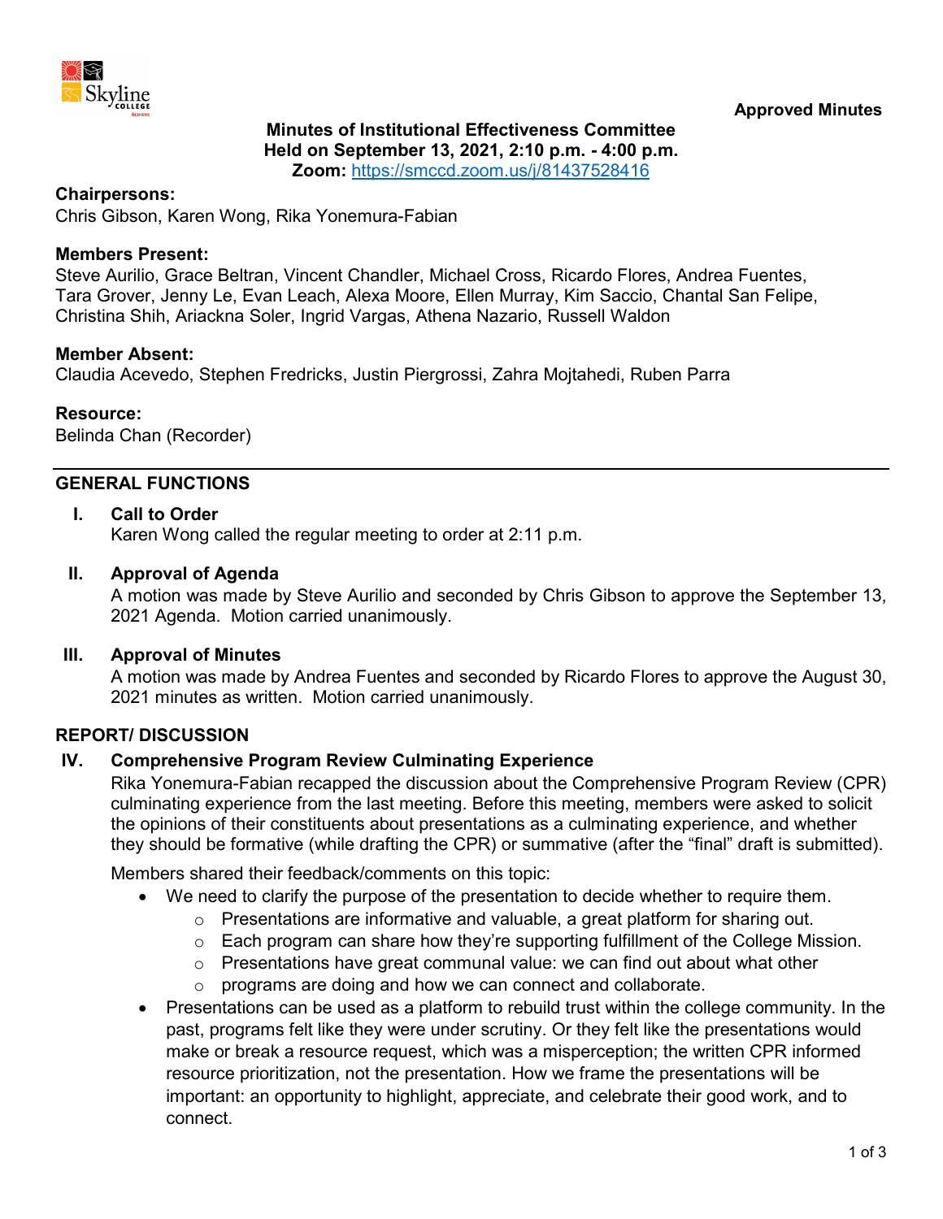**Approved Minutes**

**Minutes of Institutional Effectiveness Committee**
**Held on September 13, 2021, 2:10 p.m. - 4:00 p.m.**
**Zoom:** https://smccd.zoom.us/j/81437528416

**Chairpersons:**
Chris Gibson, Karen Wong, Rika Yonemura-Fabian

**Members Present:**
Steve Aurilio, Grace Beltran, Vincent Chandler, Michael Cross, Ricardo Flores, Andrea Fuentes, Tara Grover, Jenny Le, Evan Leach, Alexa Moore, Ellen Murray, Kim Saccio, Chantal San Felipe, Christina Shih, Ariackna Soler, Ingrid Vargas, Athena Nazario, Russell Waldon

**Member Absent:**
Claudia Acevedo, Stephen Fredricks, Justin Piergrossi, Zahra Mojtahedi, Ruben Parra

**Resource:**
Belinda Chan (Recorder)

---

## GENERAL FUNCTIONS

**I. Call to Order**
Karen Wong called the regular meeting to order at 2:11 p.m.

**II. Approval of Agenda**
A motion was made by Steve Aurilio and seconded by Chris Gibson to approve the September 13, 2021 Agenda. Motion carried unanimously.

**III. Approval of Minutes**
A motion was made by Andrea Fuentes and seconded by Ricardo Flores to approve the August 30, 2021 minutes as written. Motion carried unanimously.

## REPORT/ DISCUSSION

**IV. Comprehensive Program Review Culminating Experience**
Rika Yonemura-Fabian recapped the discussion about the Comprehensive Program Review (CPR) culminating experience from the last meeting. Before this meeting, members were asked to solicit the opinions of their constituents about presentations as a culminating experience, and whether they should be formative (while drafting the CPR) or summative (after the "final" draft is submitted).

Members shared their feedback/comments on this topic:

- We need to clarify the purpose of the presentation to decide whether to require them.
  - Presentations are informative and valuable, a great platform for sharing out.
  - Each program can share how they're supporting fulfillment of the College Mission.
  - Presentations have great communal value: we can find out about what other
  - programs are doing and how we can connect and collaborate.
- Presentations can be used as a platform to rebuild trust within the college community. In the past, programs felt like they were under scrutiny. Or they felt like the presentations would make or break a resource request, which was a misperception; the written CPR informed resource prioritization, not the presentation. How we frame the presentations will be important: an opportunity to highlight, appreciate, and celebrate their good work, and to connect.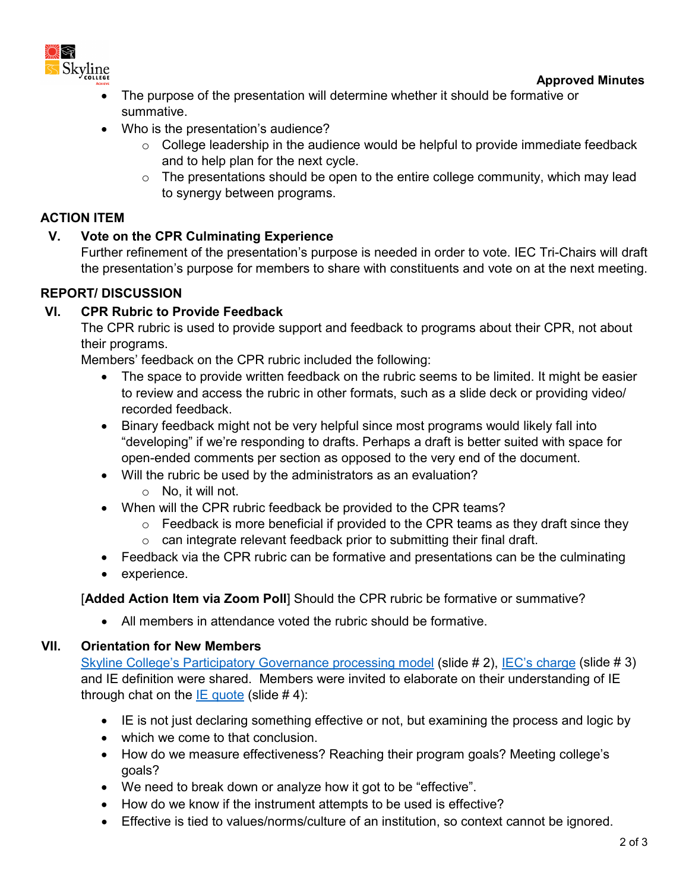**Approved Minutes**

- The purpose of the presentation will determine whether it should be formative or summative.
- Who is the presentation's audience?
    - College leadership in the audience would be helpful to provide immediate feedback and to help plan for the next cycle.
    - The presentations should be open to the entire college community, which may lead to synergy between programs.

## ACTION ITEM

### V. Vote on the CPR Culminating Experience

Further refinement of the presentation's purpose is needed in order to vote. IEC Tri-Chairs will draft the presentation's purpose for members to share with constituents and vote on at the next meeting.

## REPORT/ DISCUSSION

### VI. CPR Rubric to Provide Feedback

The CPR rubric is used to provide support and feedback to programs about their CPR, not about their programs.

Members' feedback on the CPR rubric included the following:

- The space to provide written feedback on the rubric seems to be limited. It might be easier to review and access the rubric in other formats, such as a slide deck or providing video/ recorded feedback.
- Binary feedback might not be very helpful since most programs would likely fall into "developing" if we're responding to drafts. Perhaps a draft is better suited with space for open-ended comments per section as opposed to the very end of the document.
- Will the rubric be used by the administrators as an evaluation?
    - No, it will not.
- When will the CPR rubric feedback be provided to the CPR teams?
    - Feedback is more beneficial if provided to the CPR teams as they draft since they
    - can integrate relevant feedback prior to submitting their final draft.
- Feedback via the CPR rubric can be formative and presentations can be the culminating
- experience.

[**Added Action Item via Zoom Poll**] Should the CPR rubric be formative or summative?

- All members in attendance voted the rubric should be formative.

### VII. Orientation for New Members

[Skyline College's Participatory Governance processing model](#) (slide # 2), [IEC's charge](#) (slide # 3) and IE definition were shared. Members were invited to elaborate on their understanding of IE through chat on the [IE quote](#) (slide # 4):

- IE is not just declaring something effective or not, but examining the process and logic by
- which we come to that conclusion.
- How do we measure effectiveness? Reaching their program goals? Meeting college's goals?
- We need to break down or analyze how it got to be "effective".
- How do we know if the instrument attempts to be used is effective?
- Effective is tied to values/norms/culture of an institution, so context cannot be ignored.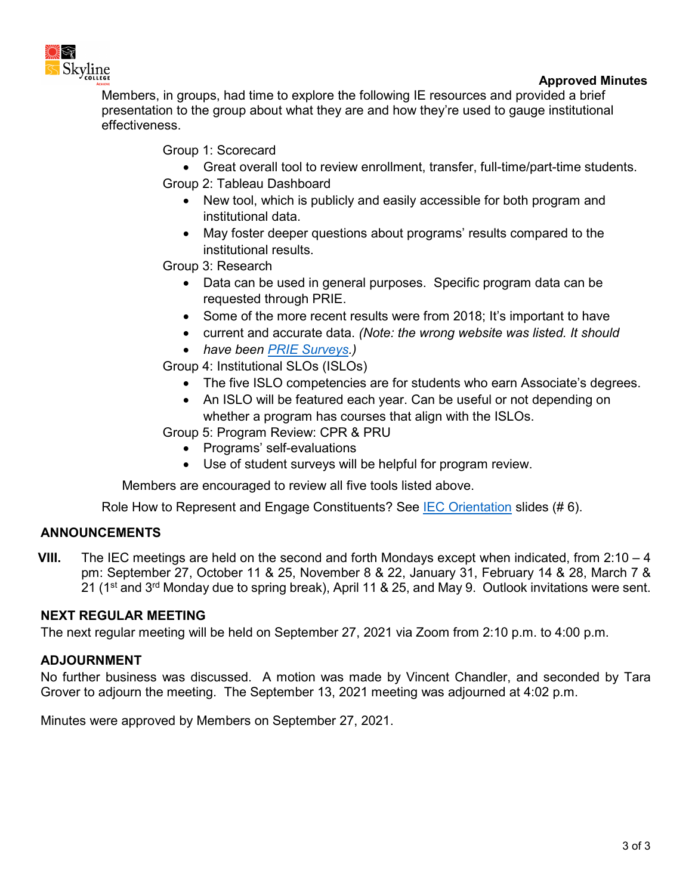**Approved Minutes**

Members, in groups, had time to explore the following IE resources and provided a brief presentation to the group about what they are and how they're used to gauge institutional effectiveness.

Group 1: Scorecard

- Great overall tool to review enrollment, transfer, full-time/part-time students.

Group 2: Tableau Dashboard

- New tool, which is publicly and easily accessible for both program and institutional data.
- May foster deeper questions about programs' results compared to the institutional results.

Group 3: Research

- Data can be used in general purposes. Specific program data can be requested through PRIE.
- Some of the more recent results were from 2018; It's important to have
- current and accurate data. *(Note: the wrong website was listed. It should*
- *have been [PRIE Surveys](PRIE Surveys).)*

Group 4: Institutional SLOs (ISLOs)

- The five ISLO competencies are for students who earn Associate's degrees.
- An ISLO will be featured each year. Can be useful or not depending on whether a program has courses that align with the ISLOs.

Group 5: Program Review: CPR & PRU

- Programs' self-evaluations
- Use of student surveys will be helpful for program review.

Members are encouraged to review all five tools listed above.

Role How to Represent and Engage Constituents? See [IEC Orientation](IEC Orientation) slides (# 6).

## ANNOUNCEMENTS

**VIII.** The IEC meetings are held on the second and forth Mondays except when indicated, from 2:10 – 4 pm: September 27, October 11 & 25, November 8 & 22, January 31, February 14 & 28, March 7 & 21 (1st and 3rd Monday due to spring break), April 11 & 25, and May 9. Outlook invitations were sent.

## NEXT REGULAR MEETING

The next regular meeting will be held on September 27, 2021 via Zoom from 2:10 p.m. to 4:00 p.m.

## ADJOURNMENT

No further business was discussed. A motion was made by Vincent Chandler, and seconded by Tara Grover to adjourn the meeting. The September 13, 2021 meeting was adjourned at 4:02 p.m.

Minutes were approved by Members on September 27, 2021.